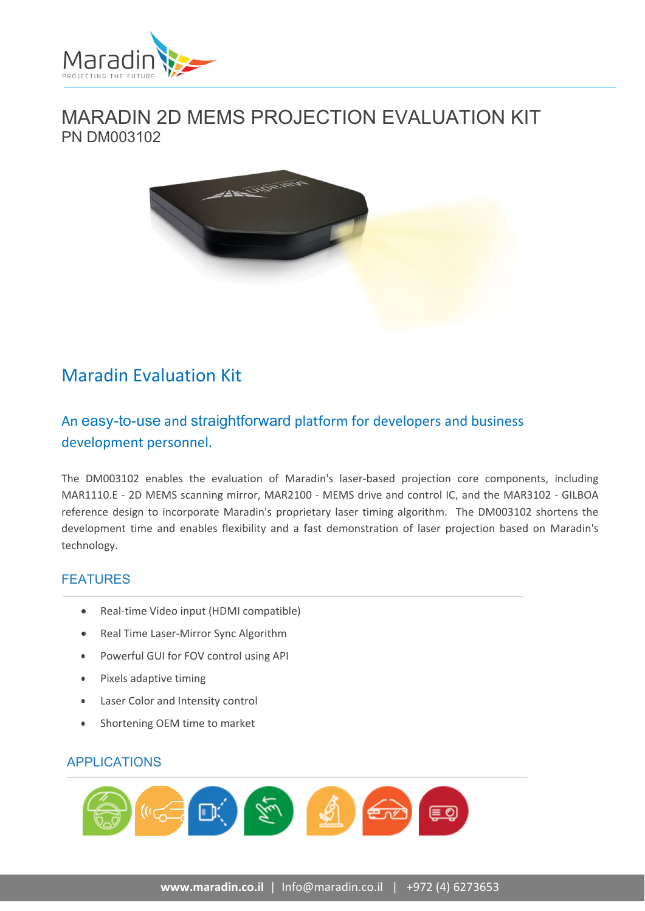# MARADIN 2D MEMS PROJECTION EVALUATION KIT

PN DM003102

## Maradin Evaluation Kit

### An easy-to-use and straightforward platform for developers and business development personnel.

The DM003102 enables the evaluation of Maradin's laser-based projection core components, including MAR1110.E - 2D MEMS scanning mirror, MAR2100 - MEMS drive and control IC, and the MAR3102 - GILBOA reference design to incorporate Maradin's proprietary laser timing algorithm. The DM003102 shortens the development time and enables flexibility and a fast demonstration of laser projection based on Maradin's technology.

### FEATURES

- Real-time Video input (HDMI compatible)
- Real Time Laser-Mirror Sync Algorithm
- Powerful GUI for FOV control using API
- Pixels adaptive timing
- Laser Color and Intensity control
- Shortening OEM time to market

### APPLICATIONS

**www.maradin.co.il** | Info@maradin.co.il | +972 (4) 6273653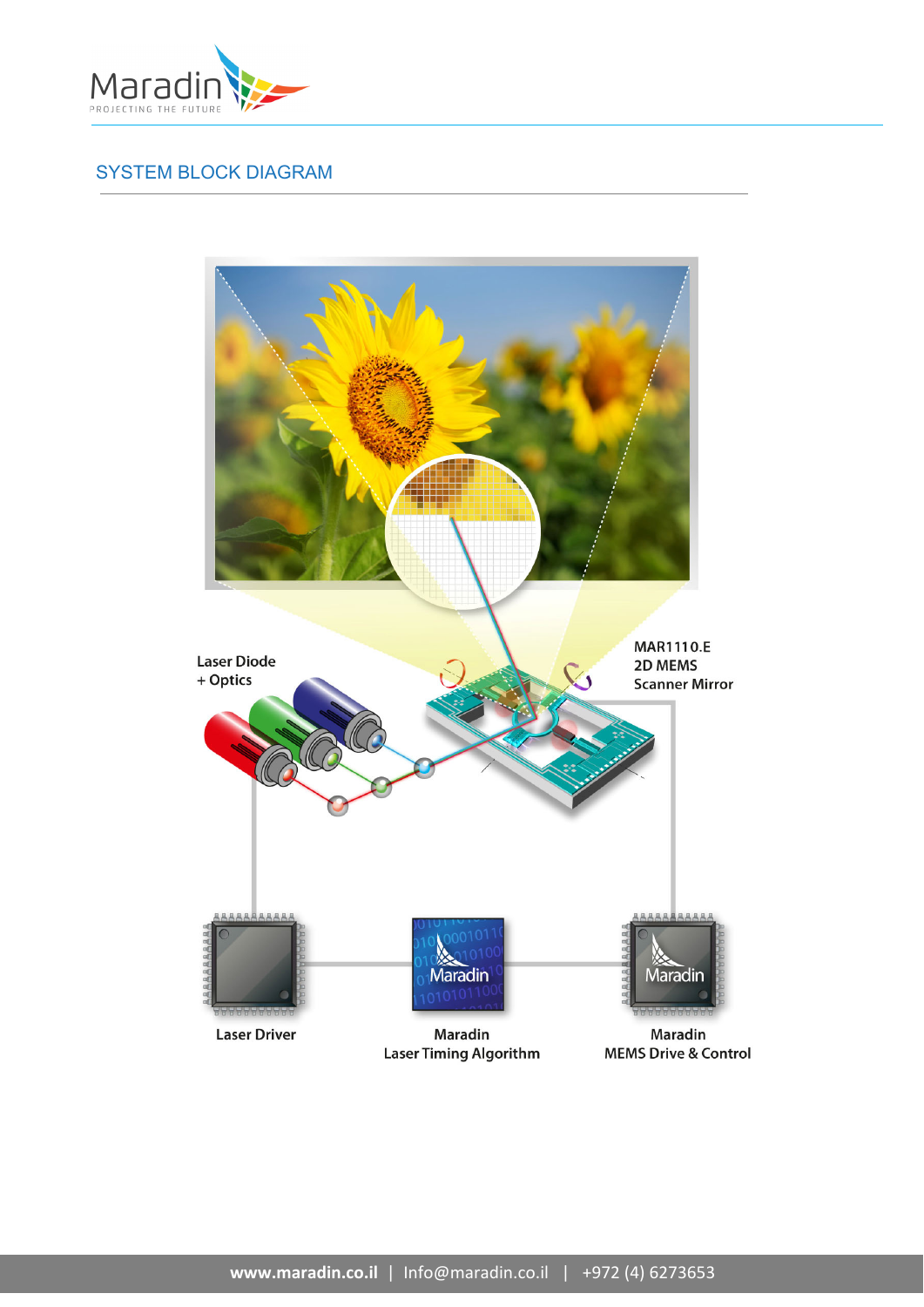## SYSTEM BLOCK DIAGRAM

Laser Diode
+ Optics

MAR1110.E
2D MEMS
Scanner Mirror

Laser Driver

Maradin
Laser Timing Algorithm

Maradin
MEMS Drive & Control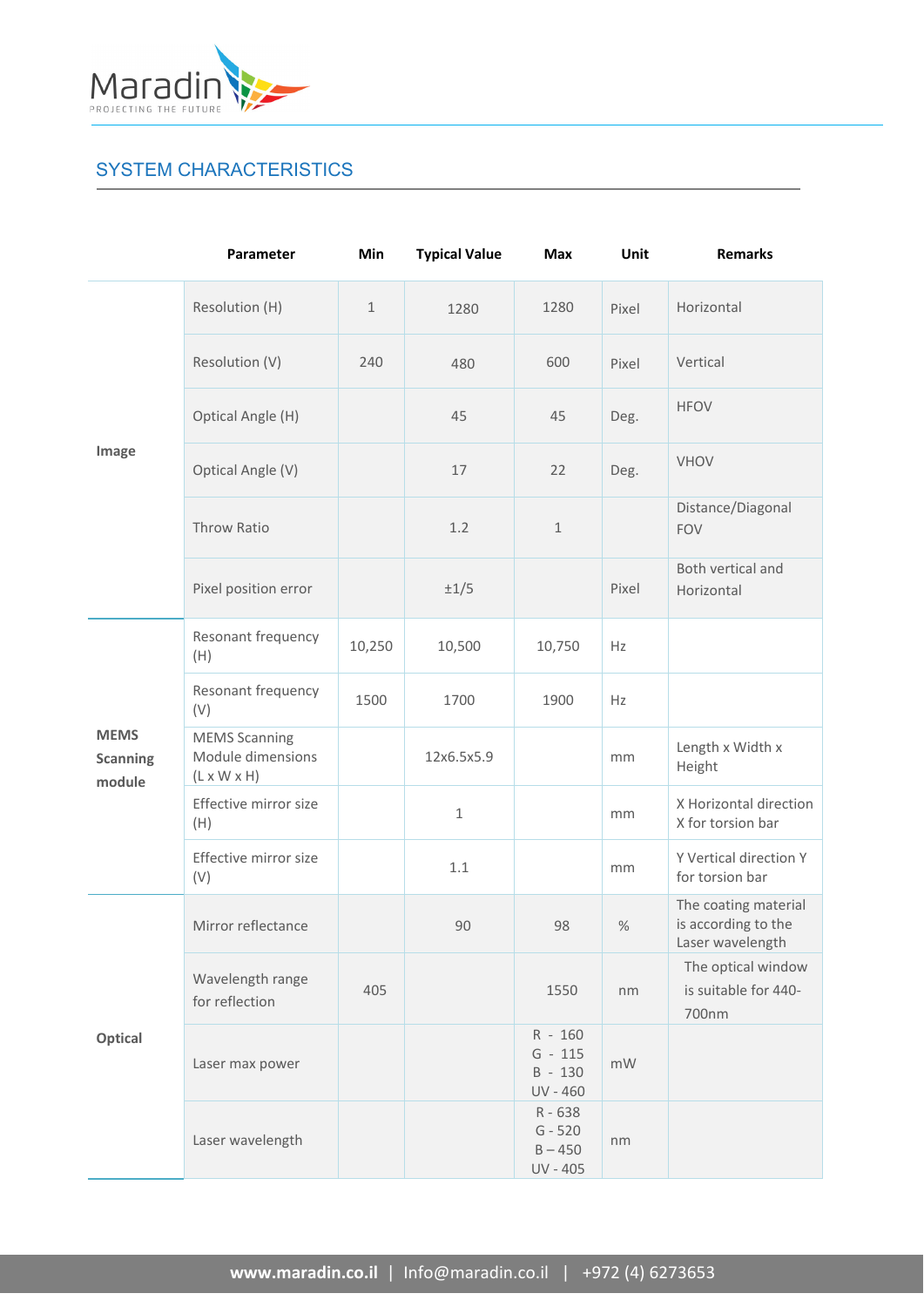## SYSTEM CHARACTERISTICS

| | Parameter | Min | Typical Value | Max | Unit | Remarks |
|---|---|---|---|---|---|---|
| Image | Resolution (H) | 1 | 1280 | 1280 | Pixel | Horizontal |
| | Resolution (V) | 240 | 480 | 600 | Pixel | Vertical |
| | Optical Angle (H) | | 45 | 45 | Deg. | HFOV |
| | Optical Angle (V) | | 17 | 22 | Deg. | VHOV |
| | Throw Ratio | | 1.2 | 1 | | Distance/Diagonal FOV |
| | Pixel position error | | ±1/5 | | Pixel | Both vertical and Horizontal |
| MEMS Scanning module | Resonant frequency (H) | 10,250 | 10,500 | 10,750 | Hz | |
| | Resonant frequency (V) | 1500 | 1700 | 1900 | Hz | |
| | MEMS Scanning Module dimensions (L x W x H) | | 12x6.5x5.9 | | mm | Length x Width x Height |
| | Effective mirror size (H) | | 1 | | mm | X Horizontal direction X for torsion bar |
| | Effective mirror size (V) | | 1.1 | | mm | Y Vertical direction Y for torsion bar |
| Optical | Mirror reflectance | | 90 | 98 | % | The coating material is according to the Laser wavelength |
| | Wavelength range for reflection | 405 | | 1550 | nm | The optical window is suitable for 440-700nm |
| | Laser max power | | | R - 160<br>G - 115<br>B - 130<br>UV - 460 | mW | |
| | Laser wavelength | | | R - 638<br>G - 520<br>B – 450<br>UV - 405 | nm | |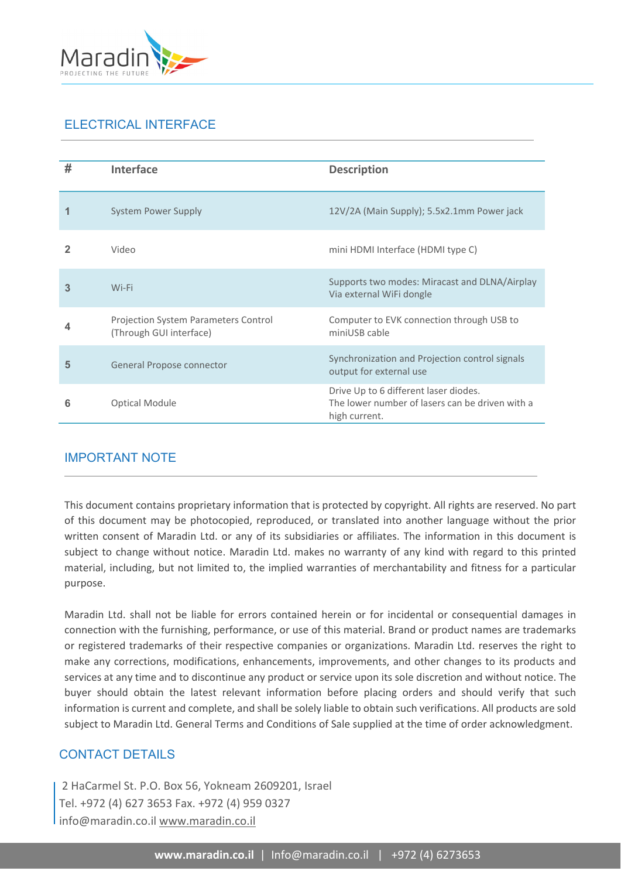## ELECTRICAL INTERFACE

| # | Interface | Description |
|---|---|---|
| 1 | System Power Supply | 12V/2A (Main Supply); 5.5x2.1mm Power jack |
| 2 | Video | mini HDMI Interface (HDMI type C) |
| 3 | Wi-Fi | Supports two modes: Miracast and DLNA/Airplay Via external WiFi dongle |
| 4 | Projection System Parameters Control (Through GUI interface) | Computer to EVK connection through USB to miniUSB cable |
| 5 | General Propose connector | Synchronization and Projection control signals output for external use |
| 6 | Optical Module | Drive Up to 6 different laser diodes. The lower number of lasers can be driven with a high current. |

## IMPORTANT NOTE

This document contains proprietary information that is protected by copyright. All rights are reserved. No part of this document may be photocopied, reproduced, or translated into another language without the prior written consent of Maradin Ltd. or any of its subsidiaries or affiliates. The information in this document is subject to change without notice. Maradin Ltd. makes no warranty of any kind with regard to this printed material, including, but not limited to, the implied warranties of merchantability and fitness for a particular purpose.

Maradin Ltd. shall not be liable for errors contained herein or for incidental or consequential damages in connection with the furnishing, performance, or use of this material. Brand or product names are trademarks or registered trademarks of their respective companies or organizations. Maradin Ltd. reserves the right to make any corrections, modifications, enhancements, improvements, and other changes to its products and services at any time and to discontinue any product or service upon its sole discretion and without notice. The buyer should obtain the latest relevant information before placing orders and should verify that such information is current and complete, and shall be solely liable to obtain such verifications. All products are sold subject to Maradin Ltd. General Terms and Conditions of Sale supplied at the time of order acknowledgment.

## CONTACT DETAILS

2 HaCarmel St. P.O. Box 56, Yokneam 2609201, Israel
Tel. +972 (4) 627 3653 Fax. +972 (4) 959 0327
info@maradin.co.il www.maradin.co.il